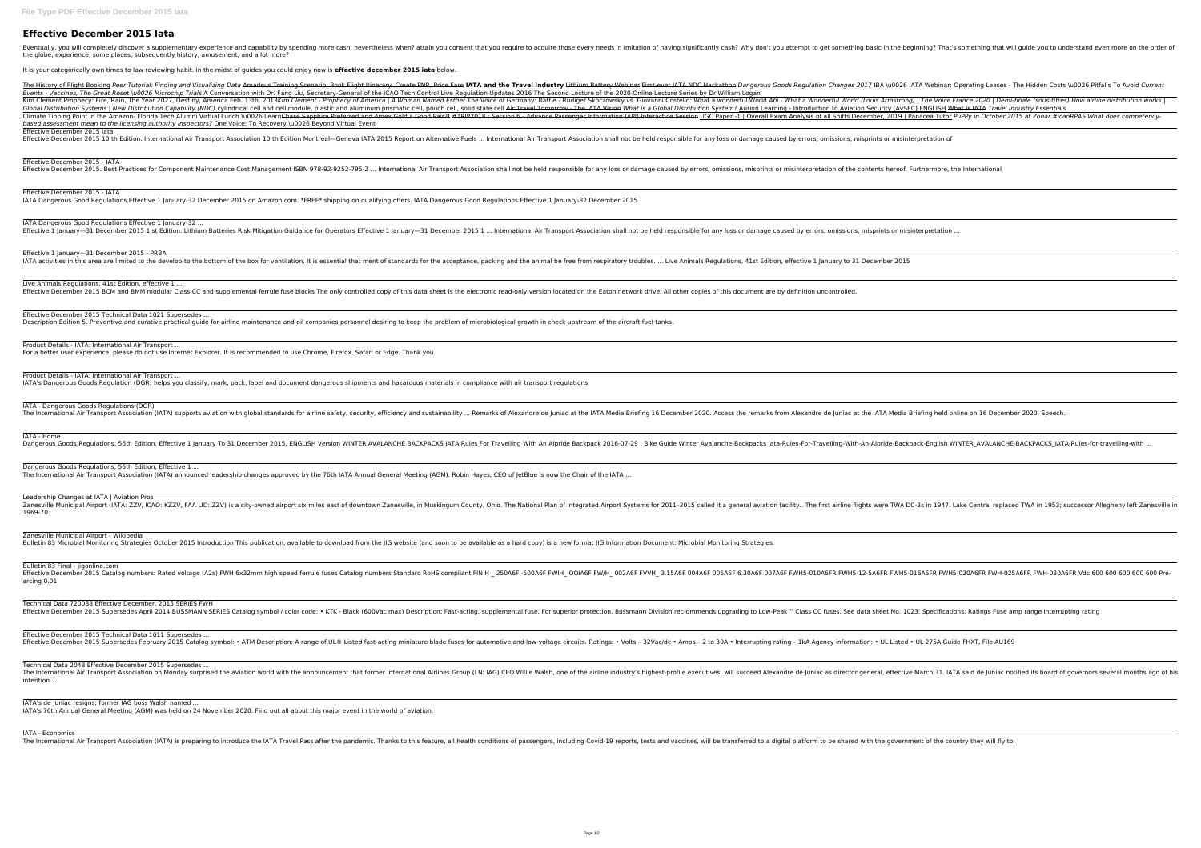# Effective December 2015 Iata

Eventually, you will completely discover a supplementary experience and capability by spending more cash. nevertheless when? attain you consent that you require to acquire those every needs in imitation of having significantly cash? Why don't you attempt to get something basic in the beginning? That's something that will guide you to understand even more on the order of the globe, experience, some places, subsequently history, amusement, and a lot more?

It is your categorically own times to law reviewing habit. in the midst of guides you could enjoy now is **effective december 2015 iata** below.

The History of Flight Booking *Peer Tutorial: Finding and Visualizing Data* Amadeus Training Scenario: Book Flight Itinerary, Create PNR, Price Fare **IATA and the Travel Industry** Lithium Battery Webinar First-ever IATA NDC Hackathon *Dangerous Goods Regulation Changes 2017* IBA \u0026 IATA Webinar: Operating Leases - The Hidden Costs \u0026 Pitfalls To Avoid *Current Events - Vaccines, The Great Reset \u0026 Microchip Trials* A Conversation with Dr. Fang Liu, Secretary General of the ICAO Tech Control Live Regulation Updates 2016 The Second Lecture of the 2020 Online Lecture Series by Dr William Logan

Kim Clement Prophecy: Fire, Rain, The Year 2027, Destiny, America Feb. 13th, 2013*Kim Clement - Prophecy of America | A Woman Named Esther* The Voice of Germany: Battle - Rüdiger Skoczowsky vs. Giovanni Costello: What a wonderful World *Abi - What a Wonderful World (Louis Armstrong) | The Voice France 2020 | Demi-finale (sous-titres) How airline distribution works | Global Distribution Systems | New Distribution Capability (NDC)* cylindrical cell and cell module, plastic and aluminum prismatic cell, pouch cell, solid state cell Air Travel Tomorrow - The IATA Vision *What is a Global Distribution System?* Aurion Learning - Introduction to Aviation Security (AvSEC) ENGLISH What is IATA *Travel Industry Essentials*

Climate Tipping Point in the Amazon- Florida Tech Alumni Virtual Lunch \u0026 LearnChase Sapphire Preferred and Amex Gold a Good Pair?! #TRIP2018 : Session 6 - Advance Passenger Information (API) Interactive Session UGC Paper -1 | Overall Exam Analysis of all Shifts December, 2019 | Panacea Tutor *PuPPy in October 2015 at Zonar #icaoRPAS What does competency-based assessment mean to the licensing authority inspectors?* One Voice: To Recovery \u0026 Beyond Virtual Event

Effective December 2015 Iata

Effective December 2015 10 th Edition. International Air Transport Association 10 th Edition Montreal—Geneva IATA 2015 Report on Alternative Fuels ... International Air Transport Association shall not be held responsible for any loss or damage caused by errors, omissions, misprints or misinterpretation of

Effective December 2015 - IATA

Effective December 2015. Best Practices for Component Maintenance Cost Management ISBN 978-92-9252-795-2 ... International Air Transport Association shall not be held responsible for any loss or damage caused by errors, omissions, misprints or misinterpretation of the contents hereof. Furthermore, the International

Effective December 2015 - IATA

IATA Dangerous Good Regulations Effective 1 January-32 December 2015 on Amazon.com. *FREE* shipping on qualifying offers. IATA Dangerous Good Regulations Effective 1 January-32 December 2015

IATA Dangerous Good Regulations Effective 1 January-32 ...

Effective 1 January—31 December 2015 1 st Edition. Lithium Batteries Risk Mitigation Guidance for Operators Effective 1 January—31 December 2015 1 ... International Air Transport Association shall not be held responsible for any loss or damage caused by errors, omissions, misprints or misinterpretation ...

Effective 1 January—31 December 2015 - PRBA

IATA activities in this area are limited to the develop-to the bottom of the box for ventilation. It is essential that ment of standards for the acceptance, packing and the animal be free from respiratory troubles. ... Live Animals Regulations, 41st Edition, effective 1 January to 31 December 2015

Live Animals Regulations, 41st Edition, effective 1 ...

Effective December 2015 BCM and BMM modular Class CC and supplemental ferrule fuse blocks The only controlled copy of this data sheet is the electronic read-only version located on the Eaton network drive. All other copies of this document are by definition uncontrolled.

Effective December 2015 Technical Data 1021 Supersedes ...

Description Edition 5. Preventive and curative practical guide for airline maintenance and oil companies personnel desiring to keep the problem of microbiological growth in check upstream of the aircraft fuel tanks.

Product Details - IATA: International Air Transport ...

For a better user experience, please do not use Internet Explorer. It is recommended to use Chrome, Firefox, Safari or Edge. Thank you.

Product Details - IATA: International Air Transport ...

IATA's Dangerous Goods Regulation (DGR) helps you classify, mark, pack, label and document dangerous shipments and hazardous materials in compliance with air transport regulations

IATA - Dangerous Goods Regulations (DGR)

The International Air Transport Association (IATA) supports aviation with global standards for airline safety, security, efficiency and sustainability ... Remarks of Alexandre de Juniac at the IATA Media Briefing 16 December 2020. Access the remarks from Alexandre de Juniac at the IATA Media Briefing held online on 16 December 2020. Speech.

IATA - Home

Dangerous Goods Regulations, 56th Edition, Effective 1 January To 31 December 2015, ENGLISH Version WINTER AVALANCHE BACKPACKS IATA Rules For Travelling With An Alpride Backpack 2016-07-29 : Bike Guide Winter Avalanche-Backpacks Iata-Rules-For-Travelling-With-An-Alpride-Backpack-English WINTER_AVALANCHE-BACKPACKS_IATA-Rules-for-travelling-with ...

Dangerous Goods Regulations, 56th Edition, Effective 1 ...

The International Air Transport Association (IATA) announced leadership changes approved by the 76th IATA Annual General Meeting (AGM). Robin Hayes, CEO of JetBlue is now the Chair of the IATA ...

Leadership Changes at IATA | Aviation Pros

Zanesville Municipal Airport (IATA: ZZV, ICAO: KZZV, FAA LID: ZZV) is a city-owned airport six miles east of downtown Zanesville, in Muskingum County, Ohio. The National Plan of Integrated Airport Systems for 2011–2015 called it a general aviation facility.. The first airline flights were TWA DC-3s in 1947. Lake Central replaced TWA in 1953; successor Allegheny left Zanesville in 1969-70.

Zanesville Municipal Airport - Wikipedia

Bulletin 83 Microbial Monitoring Strategies October 2015 Introduction This publication, available to download from the JIG website (and soon to be available as a hard copy) is a new format JIG Information Document: Microbial Monitoring Strategies.

Bulletin 83 Final - jigonline.com

Effective December 2015 Catalog numbers: Rated voltage (A2s) FWH 6x32mm high speed ferrule fuses Catalog numbers Standard RoHS compliant FIN H _ 250A6F -500A6F FWIH_ OOIA6F FW/H_ 002A6F FVVH_ 3.15A6F 004A6F 005A6F 6.30A6F 007A6F FWH5-010A6FR FWH5-12-5A6FR FWH5-016A6FR FWH5-020A6FR FWH-025A6FR FWH-030A6FR Vdc 600 600 600 600 600 Pre-arcing 0.01

Technical Data 720038 Effective December, 2015 SERIES FWH

Effective December 2015 Supersedes April 2014 BUSSMANN SERIES Catalog symbol / color code: • KTK - Black (600Vac max) Description: Fast-acting, supplemental fuse. For superior protection, Bussmann Division rec-ommends upgrading to Low-Peak™ Class CC fuses. See data sheet No. 1023. Specifications: Ratings Fuse amp range Interrupting rating

Effective December 2015 Technical Data 1011 Supersedes ...

Effective December 2015 Supersedes February 2015 Catalog symbol: • ATM Description: A range of UL® Listed fast-acting miniature blade fuses for automotive and low-voltage circuits. Ratings: • Volts – 32Vac/dc • Amps – 2 to 30A • Interrupting rating – 1kA Agency information: • UL Listed • UL 275A Guide FHXT, File AU169

Technical Data 2048 Effective December 2015 Supersedes ...

The International Air Transport Association on Monday surprised the aviation world with the announcement that former International Airlines Group (LN: IAG) CEO Willie Walsh, one of the airline industry's highest-profile executives, will succeed Alexandre de Juniac as director general, effective March 31. IATA said de Juniac notified its board of governors several months ago of his intention ...

IATA's de Juniac resigns; former IAG boss Walsh named ...

IATA's 76th Annual General Meeting (AGM) was held on 24 November 2020. Find out all about this major event in the world of aviation.

IATA - Economics

The International Air Transport Association (IATA) is preparing to introduce the IATA Travel Pass after the pandemic. Thanks to this feature, all health conditions of passengers, including Covid-19 reports, tests and vaccines, will be transferred to a digital platform to be shared with the government of the country they will fly to.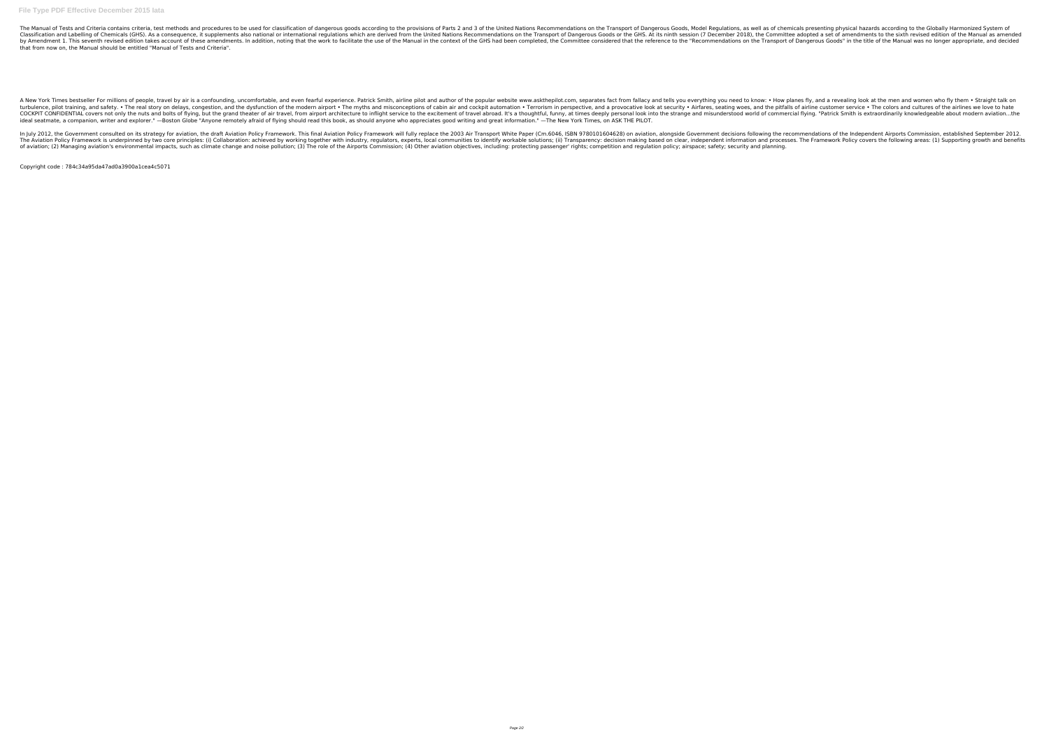The Manual of Tests and Criteria contains criteria, test methods and procedures to be used for classification of dangerous goods according to the provisions of Parts 2 and 3 of the United Nations Recommendations on the Transport of Dangerous Goods, Model Regulations, as well as of chemicals presenting physical hazards according to the Globally Harmonized System of Classification and Labelling of Chemicals (GHS). As a consequence, it supplements also national or international regulations which are derived from the United Nations Recommendations on the Transport of Dangerous Goods or the GHS. At its ninth session (7 December 2018), the Committee adopted a set of amendments to the sixth revised edition of the Manual as amended by Amendment 1. This seventh revised edition takes account of these amendments. In addition, noting that the work to facilitate the use of the Manual in the context of the GHS had been completed, the Committee considered that the reference to the "Recommendations on the Transport of Dangerous Goods" in the title of the Manual was no longer appropriate, and decided that from now on, the Manual should be entitled "Manual of Tests and Criteria".

A New York Times bestseller For millions of people, travel by air is a confounding, uncomfortable, and even fearful experience. Patrick Smith, airline pilot and author of the popular website www.askthepilot.com, separates fact from fallacy and tells you everything you need to know: • How planes fly, and a revealing look at the men and women who fly them • Straight talk on turbulence, pilot training, and safety. • The real story on delays, congestion, and the dysfunction of the modern airport • The myths and misconceptions of cabin air and cockpit automation • Terrorism in perspective, and a provocative look at security • Airfares, seating woes, and the pitfalls of airline customer service • The colors and cultures of the airlines we love to hate COCKPIT CONFIDENTIAL covers not only the nuts and bolts of flying, but the grand theater of air travel, from airport architecture to inflight service to the excitement of travel abroad. It's a thoughtful, funny, at times deeply personal look into the strange and misunderstood world of commercial flying. "Patrick Smith is extraordinarily knowledgeable about modern aviation...the ideal seatmate, a companion, writer and explorer." —Boston Globe "Anyone remotely afraid of flying should read this book, as should anyone who appreciates good writing and great information." —The New York Times, on ASK THE PILOT.

In July 2012, the Government consulted on its strategy for aviation, the draft Aviation Policy Framework. This final Aviation Policy Framework will fully replace the 2003 Air Transport White Paper (Cm.6046, ISBN 9780101604628) on aviation, alongside Government decisions following the recommendations of the Independent Airports Commission, established September 2012. The Aviation Policy Framework is underpinned by two core principles: (i) Collaboration: achieved by working together with industry, regulators, experts, local communities to identify workable solutions; (ii) Transparency: decision making based on clear, independent information and processes. The Framework Policy covers the following areas: (1) Supporting growth and benefits of aviation; (2) Managing aviation's environmental impacts, such as climate change and noise pollution; (3) The role of the Airports Commission; (4) Other aviation objectives, including: protecting passenger' rights; competition and regulation policy; airspace; safety; security and planning.

Copyright code : 784c34a95da47ad0a3900a1cea4c5071